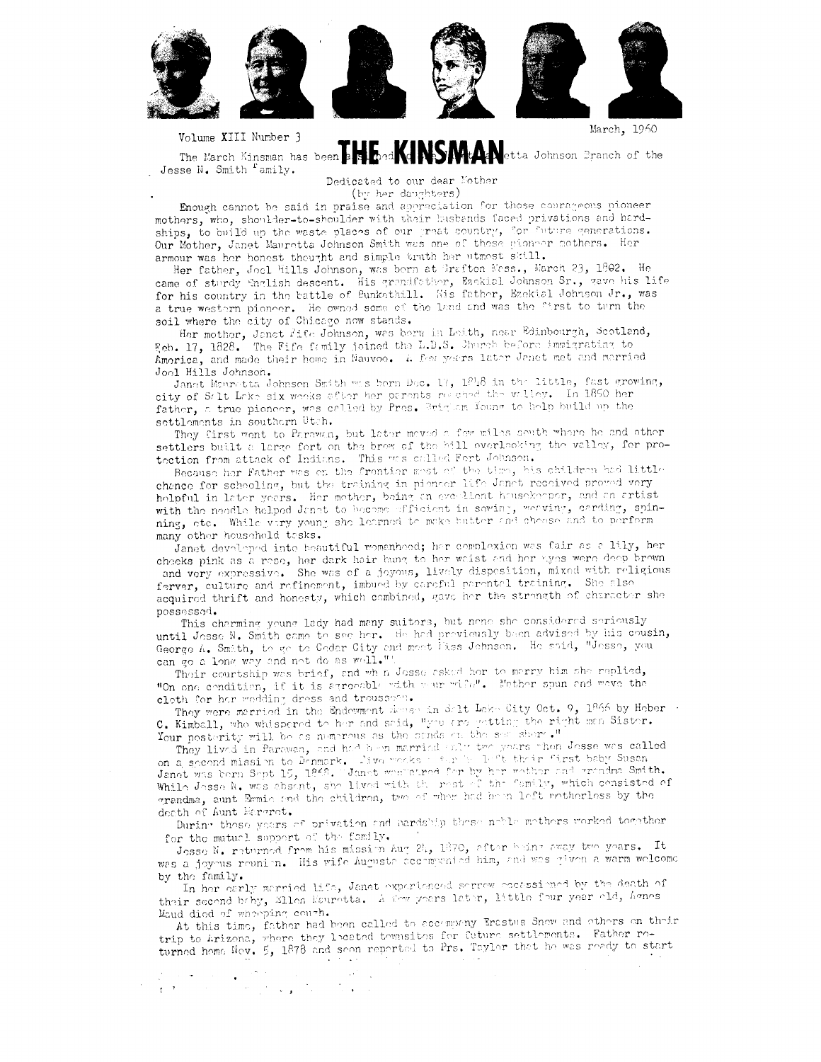Volume XIII Number 3

March, 1960

# THE KINSMAN

The March Kinsman has been dedicated to the Janet Mauretta Johnson Branch of the Jesse N. Smith Family.

Dedicated to our dear Mother
(by her daughters)

Enough cannot be said in praise and appreciation for those courageous pioneer mothers, who, shoulder-to-shoulder with their husbands faced privations and hardships, to build up the waste places of our great country, for future generations. Our Mother, Janet Mauretta Johnson Smith was one of these pioneer mothers. Her armour was her honest thought and simple truth her utmost skill.

Her father, Joel Hills Johnson, was born at Grafton Mass., March 23, 1802. He came of sturdy English descent. His grandfather, Ezekial Johnson Sr., gave his life for his country in the battle of Bunkerhill. His father, Ezekial Johnson Jr., was a true western pioneer. He owned some of the land and was the first to turn the soil where the city of Chicago now stands.

Her mother, Janet Fife Johnson, was born in Leith, near Edinbourgh, Scotland, Feb. 17, 1828. The Fife family joined the L.D.S. Church before immigrating to America, and made their home in Nauvoo. A few years later Janet met and married Joel Hills Johnson.

Janet Mauretta Johnson Smith was born Dec. 17, 1848 in the little, fast growing, city of Salt Lake six weeks after her parents reached the valley. In 1850 her father, a true pioneer, was called by Pres. Brigham Young to help build up the settlements in southern Utah.

They first went to Parowan, but later moved a few miles south where he and other settlers built a large fort on the brow of the hill overlooking the valley, for protection from attack of Indians. This was called Fort Johnson.

Because her Father was on the frontier most of the time, his children had little chance for schooling, but the training in pioneer life Janet received proved very helpful in later years. Her mother, being an excellent housekeeper, and an artist with the needle helped Janet to become efficient in sewing, weaving, carding, spinning, etc. While very young she learned to make butter and cheese and to perform many other household tasks.

Janet developed into beautiful womanhood; her complexion was fair as a lily, her cheeks pink as a rose, her dark hair hung to her waist and her eyes were deep brown and very expressive. She was of a joyous, lively disposition, mixed with religious fervor, culture and refinement, imbued by careful parental training. She also acquired thrift and honesty, which combined, gave her the strength of character she possessed.

This charming young lady had many suitors, but none she considered seriously until Jesse N. Smith came to see her. He had previously been advised by his cousin, George A. Smith, to go to Cedar City and meet Miss Johnson. He said, "Jesse, you can go a long way and not do as well."

Their courtship was brief, and when Jesse asked her to marry him she replied, "On one condition, if it is agreeable with your wife". Mother spun and wove the cloth for her wedding dress and trousseau.

They were married in the Endowment House in Salt Lake City Oct. 9, 1866 by Heber C. Kimball, who whispered to her and said, "You are getting the right man Sister. Your posterity will be as numerous as the sands on the sea shore."

They lived in Parowan, and had been married only two years when Jesse was called on a second mission to Denmark. Five weeks after he left their first baby Susan Janet was born Sept 15, 1868. Janet was cared for by her mother and grandma Smith. While Jesse N. was absent, she lived with the rest of the family, which consisted of grandma, aunt Emma and the children, two of whom had been left motherless by the death of Aunt Margaret.

During these years of privation and hardship these noble mothers worked together for the mutual support of the family.

Jesse N. returned from his mission Aug 24, 1870, after being away two years. It was a joyous reunion. His wife Augusta accompanied him, and was given a warm welcome by the family.

In her early married life, Janet experienced sorrow occassioned by the death of their second baby, Ellen Mauretta. A few years later, little four year old, Agnes Maud died of whooping cough.

At this time, father had been called to accompany Erastus Snow and others on their trip to Arizona, where they located townsites for future settlements. Father returned home Nov. 5, 1878 and soon reported to Prs. Taylor that he was ready to start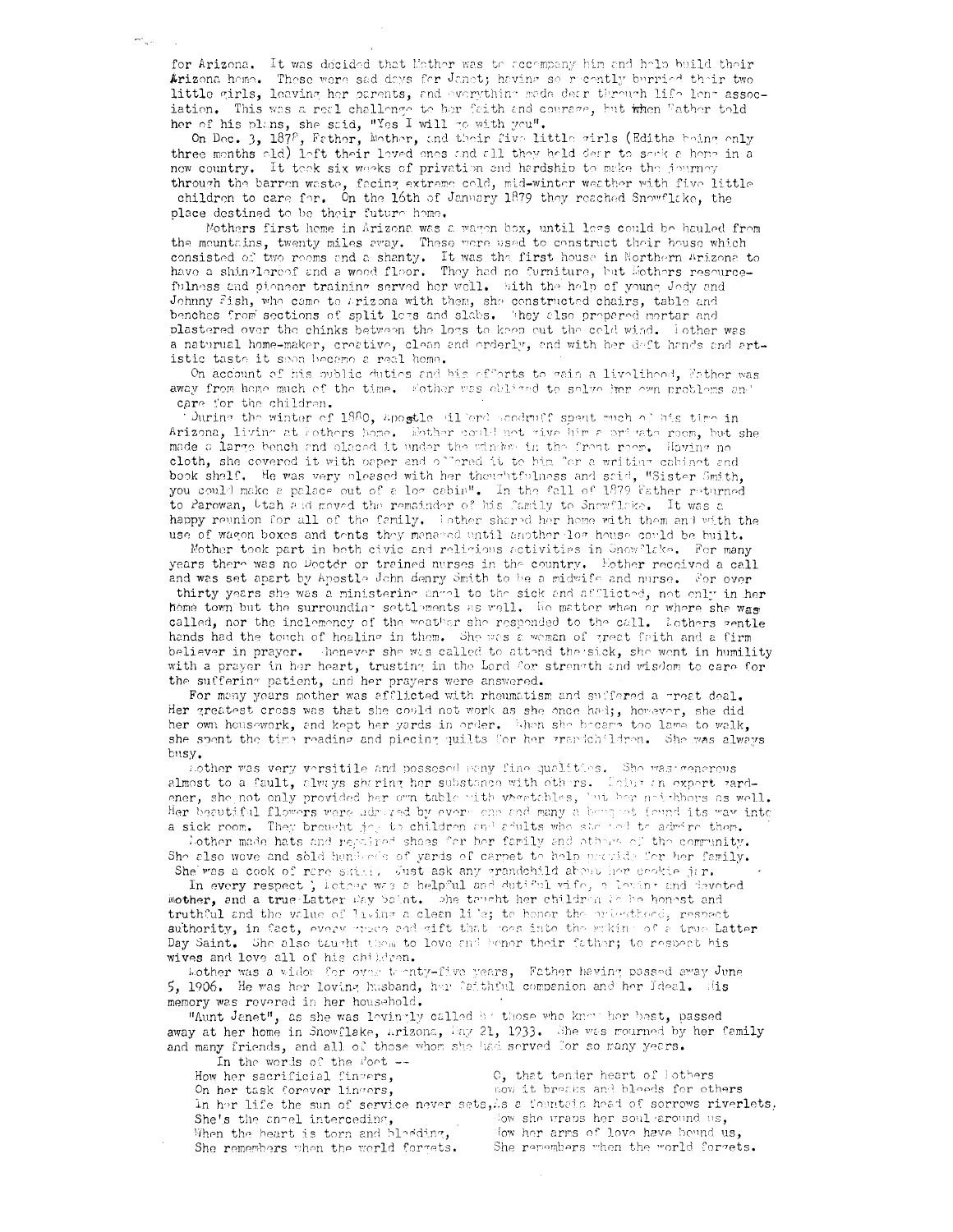for Arizona. It was decided that Mother was to accompany him and help build their Arizona home. These were sad days for Janet; having so recently burried their two little girls, leaving her parents, and everything made dear through life long association. This was a real challenge to her faith and courage, but when Father told her of his plans, she said, "Yes I will go with you".

On Dec. 3, 1878, Father, Mother, and their five little girls (Editha being only three months old) left their loved ones and all they held dear to seek a home in a new country. It took six weeks of privation and hardship to make the journey through the barren waste, facing extreme cold, mid-winter weather with five little children to care for. On the 16th of January 1879 they reached Snowflake, the place destined to be their future home.

Mothers first home in Arizona was a wagon box, until logs could be hauled from the mountains, twenty miles away. These were used to construct their house which consisted of two rooms and a shanty. It was the first house in Northern Arizona to have a shingleroof and a wood floor. They had no furniture, but Mothers resourcefulness and pioneer training served her well. With the help of young Jody and Johnny Fish, who came to Arizona with them, she constructed chairs, table and benches from sections of split logs and slabs. They also prepared mortar and plastered over the chinks between the logs to keep out the cold wind. Mother was a naturual home-maker, creative, clean and orderly, and with her deft hands and artistic taste it soon became a real home.

On account of his public duties and his efforts to gain a livelihood, Father was away from home much of the time. Mother was obliged to solve her own problems and care for the children.

During the winter of 1880, Apostle Wilford Woodruff spent much of his time in Arizona, living at Mothers home. Mother could not give him a private room, but she made a large bench and placed it under the window in the front room. Having no cloth, she covered it with paper and offered it to him for a writing cabinet and book shelf. He was very pleased with her thoughtfulness and said, "Sister Smith, you could make a palace out of a log cabin". In the fall of 1879 Father returned to Parowan, Utah and moved the remainder of his family to Snowflake. It was a happy reunion for all of the family. Mother shared her home with them and with the use of wagon boxes and tents they managed until another log house could be built.

Mother took part in both civic and religious activities in Snowflake. For many years there was no Doctor or trained nurses in the country. Mother received a call and was set apart by Apostle John Henry Smith to be a midwife and nurse. For over thirty years she was a ministering angel to the sick and afflicted, not only in her home town but the surrounding settlements as well. No matter when or where she was called, nor the inclemency of the weather she responded to the call. Mothers gentle hands had the touch of healing in them. She was a woman of great faith and a firm believer in prayer. Whenever she was called to attend the sick, she went in humility with a prayer in her heart, trusting in the Lord for strength and wisdom to care for the suffering patient, and her prayers were answered.

For many years mother was afflicted with rheumatism and suffered a great deal. Her greatest cross was that she could not work as she once had;, however, she did her own housework, and kept her yards in order. When she became too lame to walk, she spent the time reading and piecing quilts for her grandchildren. She was always busy.

Mother was very versitile and possesed many fine qualities. She was generous almost to a fault, always sharing her substance with others. Being an expert gardener, she not only provided her own table with vegetables, but her neighbors as well. Her beautiful flowers were admired by every one and many a bouquet found its way into a sick room. They brought joy to children and adults who she had to admire them.

Mother made hats and repaired shoes for her family and others of the community. She also wove and sold hundreds of yards of carpet to help provide for her family. She was a cook of rare skill. Just ask any grandchild about her cookie jar.

In every respect, Mother was a helpful and dutiful wife, a loving and devoted mother, and a true Latter Day Saint. She taught her children to be honest and truthful and the value of living a clean life; to honor the priesthood, respect authority, in fact, every grace and gift that goes into the making of a true Latter Day Saint. She also taught them to love and honor their father; to respect his wives and love all of his children.

Mother was a widow for over twenty-five years, Father having passed away June 5, 1906. He was her loving husband, her faithful companion and her Ideal. His memory was revered in her household.

"Aunt Janet", as she was lovingly called by those who knew her best, passed away at her home in Snowflake, Arizona, May 21, 1933. She was mourned by her family and many friends, and all of those whom she had served for so many years.

In the words of the Poet --

How her sacrificial fingers,  
On her task forever lingers,  
In her life the sun of service never sets,  
She's the angel interceding,  
When the heart is torn and bleeding,  
She remembers when the world forgets.

O, that tender heart of Mothers  
How it breaks and bleeds for others  
As a fountain head of sorrows riverlets,  
How she wraps her soul around us,  
How her arms of love have bound us,  
She remembers when the world forgets.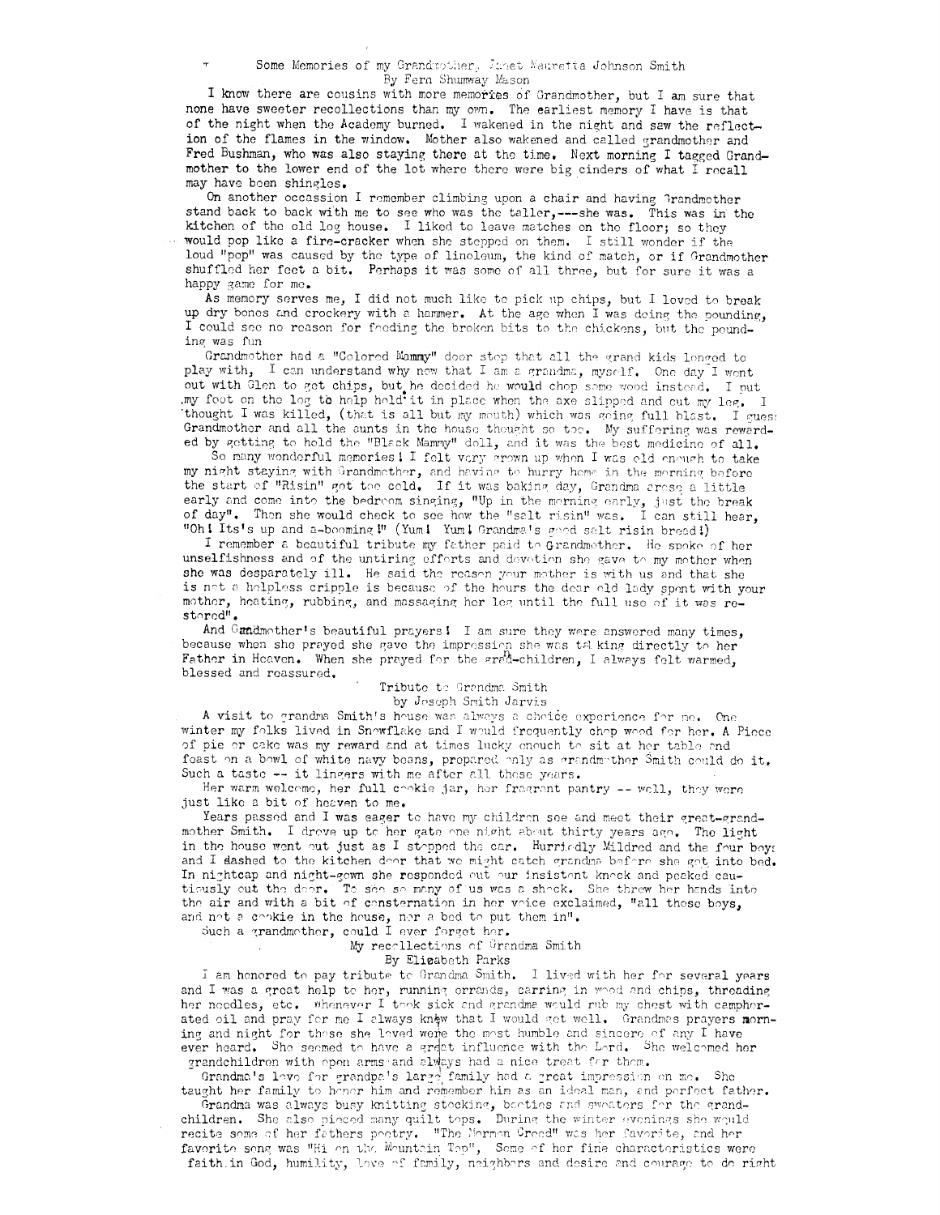## Some Memories of my Grandmother, Janet Mauretta Johnson Smith

By Fern Shumway Mason

I know there are cousins with more memories of Grandmother, but I am sure that none have sweeter recollections than my own. The earliest memory I have is that of the night when the Academy burned. I wakened in the night and saw the reflection of the flames in the window. Mother also wakened and called grandmother and Fred Bushman, who was also staying there at the time. Next morning I tagged Grandmother to the lower end of the lot where there were big cinders of what I recall may have been shingles.

On another occassion I remember climbing upon a chair and having Grandmother stand back to back with me to see who was the taller,---she was. This was in the kitchen of the old log house. I liked to leave matches on the floor; so they would pop like a fire-cracker when she stepped on them. I still wonder if the loud "pop" was caused by the type of linoleum, the kind of match, or if Grandmother shuffled her feet a bit. Perhaps it was some of all three, but for sure it was a happy game for me.

As memory serves me, I did not much like to pick up chips, but I loved to break up dry bones and crockery with a hammer. At the age when I was doing the pounding, I could see no reason for feeding the broken bits to the chickens, but the pounding was fun

Grandmother had a "Colored Mammy" door stop that all the grand kids longed to play with, I can understand why now that I am a grandma, myself. One day I went out with Glen to get chips, but he decided he would chop some wood instead. I put my foot on the log to help hold it in place when the axe slipped and cut my leg. I thought I was killed, (that is all but my mouth) which was going full blast. I guess Grandmother and all the aunts in the house thought so too. My suffering was rewarded by getting to hold the "Black Mammy" doll, and it was the best medicine of all.

So many wonderful memories! I felt very grown up when I was old enough to take my night staying with Grandmother, and having to hurry home in the morning before the start of "Risin" got too cold. If it was baking day, Grandma arose a little early and come into the bedroom singing, "Up in the morning early, just the break of day". Then she would check to see how the "salt risin" was. I can still hear, "Oh! Its's up and a-booming!" (Yum! Yum! Grandma's good salt risin bread!)

I remember a beautiful tribute my father paid to Grandmother. He spoke of her unselfishness and of the untiring efforts and devotion she gave to my mother when she was desparately ill. He said the reason your mother is with us and that she is not a helpless cripple is because of the hours the dear old lady spent with your mother, heating, rubbing, and massaging her leg until the full use of it was restored".

And Grandmother's beautiful prayers! I am sure they were answered many times, because when she prayed she gave the impression she was talking directly to her Father in Heaven. When she prayed for the grand-children, I always felt warmed, blessed and reassured.

## Tribute to Grandma Smith

by Joseph Smith Jarvis

A visit to grandma Smith's house was always a choice experience for me. One winter my folks lived in Snowflake and I would frequently chop wood for her. A Piece of pie or cake was my reward and at times lucky enough to sit at her table and feast on a bowl of white navy beans, prepared only as grandmother Smith could do it. Such a taste -- it lingers with me after all these years.

Her warm welcome, her full cookie jar, her fragrant pantry -- well, they were just like a bit of heaven to me.

Years passed and I was eager to have my children see and meet their great-grandmother Smith. I drove up to her gate one night about thirty years ago. The light in the house went out just as I stopped the car. Hurriedly Mildred and the four boys and I dashed to the kitchen door that we might catch grandma before she got into bed. In nightcap and night-gown she responded out our insistent knock and peeked cautiously out the door. To see so many of us was a shock. She threw her hands into the air and with a bit of consternation in her voice exclaimed, "all those boys, and not a cookie in the house, nor a bed to put them in".

Such a grandmother, could I ever forget her.

## My recollections of Grandma Smith

By Elizabeth Parks

I am honored to pay tribute to Grandma Smith. I lived with her for several years and I was a great help to her, running errands, carring in wood and chips, threading her needles, etc. Whenever I took sick and grandma would rub my chest with camphorated oil and pray for me I always knew that I would get well. Grandmas prayers morning and night for those she loved were the most humble and sincere of any I have ever heard. She seemed to have a great influence with the Lord. She welcomed her grandchildren with open arms and always had a nice treat for them.

Grandma's love for grandpa's large family had a great impression on me. She taught her family to honor him and remember him as an ideal man, and perfect father.

Grandma was always busy knitting stocking, booties and sweaters for the grandchildren. She also pieced many quilt tops. During the winter evenings she would recite some of her fathers poetry. "The Mormon Creed" was her favorite, and her favorite song was "Hi on the Mountain Top", Some of her fine characteristics were faith in God, humility, love of family, neighbors and desire and courage to do right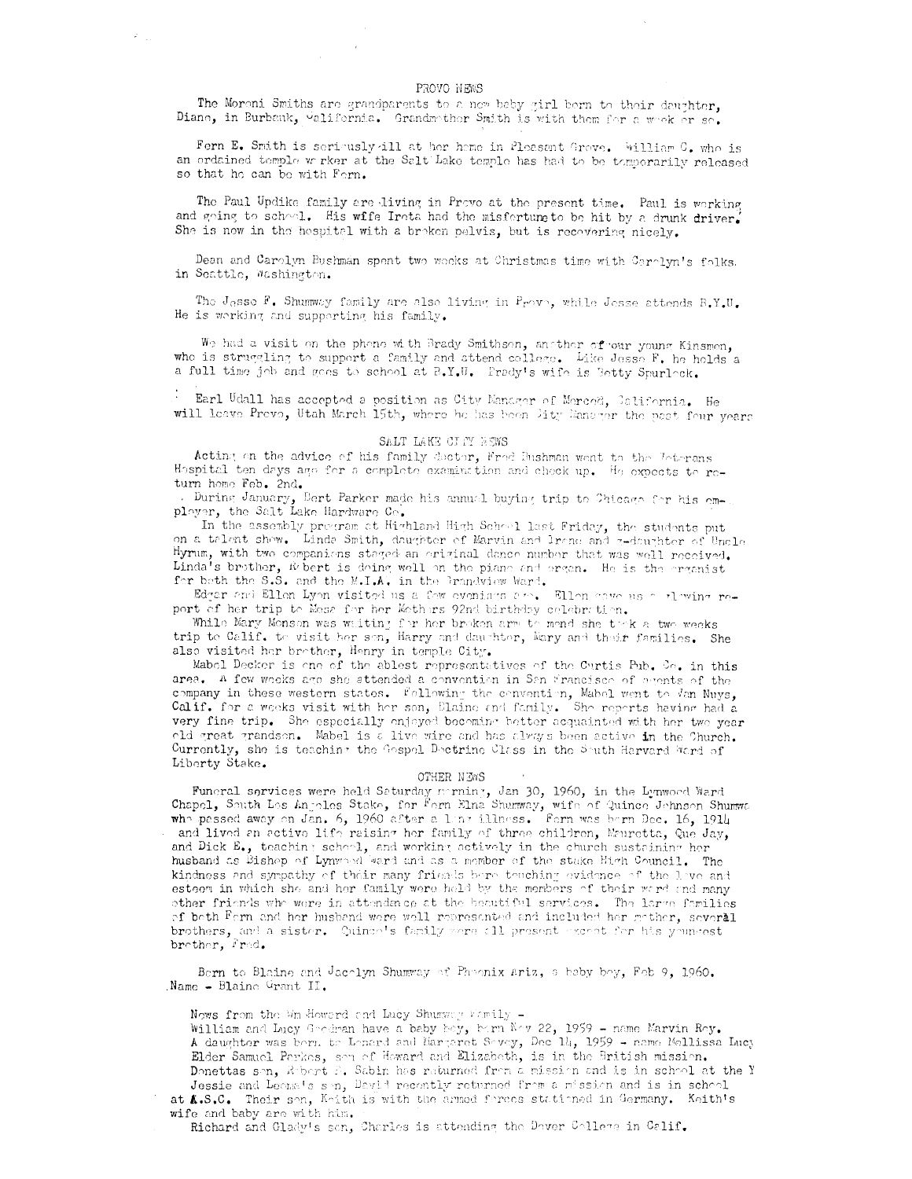## PROVO NEWS

The Moroni Smiths are grandparents to a new baby girl born to their daughter, Diane, in Burbank, California. Grandmother Smith is with them for a week or so.

Fern E. Smith is seriously ill at her home in Pleasant Grove. William C. who is an ordained temple worker at the Salt Lake temple has had to be temporarily released so that he can be with Fern.

The Paul Updike family are living in Provo at the present time. Paul is working and going to school. His wife Ireta had the misfortune to be hit by a drunk driver. She is now in the hospital with a broken pelvis, but is recovering nicely.

Dean and Carolyn Bushman spent two weeks at Christmas time with Carolyn's folks in Seattle, Washington.

The Jesse F. Shumway family are also living in Provo, while Jesse attends B.Y.U. He is working and supporting his family.

We had a visit on the phone with Brady Smithson, another of our young Kinsmen, who is struggling to support a family and attend college. Like Jesse F. he holds a a full time job and goes to school at B.Y.U. Brady's wife is Betty Spurlock.

Earl Udall has accepted a position as City Manager of Merced, California. He will leave Provo, Utah March 15th, where he has been City Manager the past four years

## SALT LAKE CITY NEWS

Acting on the advice of his family doctor, Fred Bushman went to the Veterans Hospital ten days ago for a complete examination and check up. He expects to return home Feb. 2nd.

During January, Bert Parker made his annual buying trip to Chicago for his employer, the Salt Lake Hardware Co.

In the assembly program at Highland High School last Friday, the students put on a talent show. Linda Smith, daughter of Marvin and Irene and g-daughter of Uncle Hyrum, with two companions staged an original dance number that was well received. Linda's brother, Robert is doing well on the piano and organ. He is the organist for both the S.S. and the M.I.A. in the Grandview Ward.

Edgar and Ellen Lyon visited us a few evenings ago. Ellen gave us a glowing report of her trip to Mesa for her Mothers 92nd birthday celebration.

While Mary Monson was waiting for her broken arm to mend she took a two weeks trip to Calif. to visit her son, Harry and daughter, Mary and their families. She also visited her brother, Henry in temple City.

Mabel Decker is one of the ablest representatives of the Curtis Pub. Co. in this area. A few weeks ago she attended a convention in San Francisco of agents of the company in these western states. Following the convention, Mabel went to Van Nuys, Calif. for a weeks visit with her son, Elaine and family. She reports having had a very fine trip. She especially enjoyed becoming better acquainted with her two year old great grandson. Mabel is a live wire and has always been active in the Church. Currently, she is teaching the Gospel Doctrine Class in the South Harvard Ward of Liberty Stake.

## OTHER NEWS

Funeral services were held Saturday morning, Jan 30, 1960, in the Lynwood Ward Chapel, South Los Angeles Stake, for Fern Elna Shumway, wife of Quince Johnson Shumway who passed away on Jan. 6, 1960 after a long illness. Fern was born Dec. 16, 1914 and lived an active life raising her family of three children, Mauretta, Que Jay, and Dick E., teaching school, and working actively in the church sustaining her husband as Bishop of Lynwood ward and as a member of the stake High Council. The kindness and sympathy of their many friends bore touching evidence of the love and esteem in which she and her family were held by the members of their ward and many other friends who were in attendance at the beautiful services. The large families of both Fern and her husband were well represented and included her mother, several brothers, and a sister. Quince's family were all present except for his youngest brother, Fred.

Born to Blaine and Jacelyn Shumway of Phoenix Ariz, a baby boy, Feb 9, 1960. Name - Blaine Grant II.

News from the Wm Howard and Lucy Shumway family -

William and Lucy Goodman have a baby boy, born Nov 22, 1959 - name Marvin Roy.
A daughter was born to Lenard and Margaret Sevey, Dec 14, 1959 - name Mellissa Lucy
Elder Samuel Parkes, son of Howard and Elizabeth, is in the British mission.
Donettas son, Robert F. Sabin has returned from a mission and is in school at the Y
Jessie and Leona's son, David recently returned from a mission and is in school at A.S.C. Their son, Keith is with the armed forces stationed in Germany. Keith's wife and baby are with him.
Richard and Glady's son, Charles is attending the Dover College in Calif.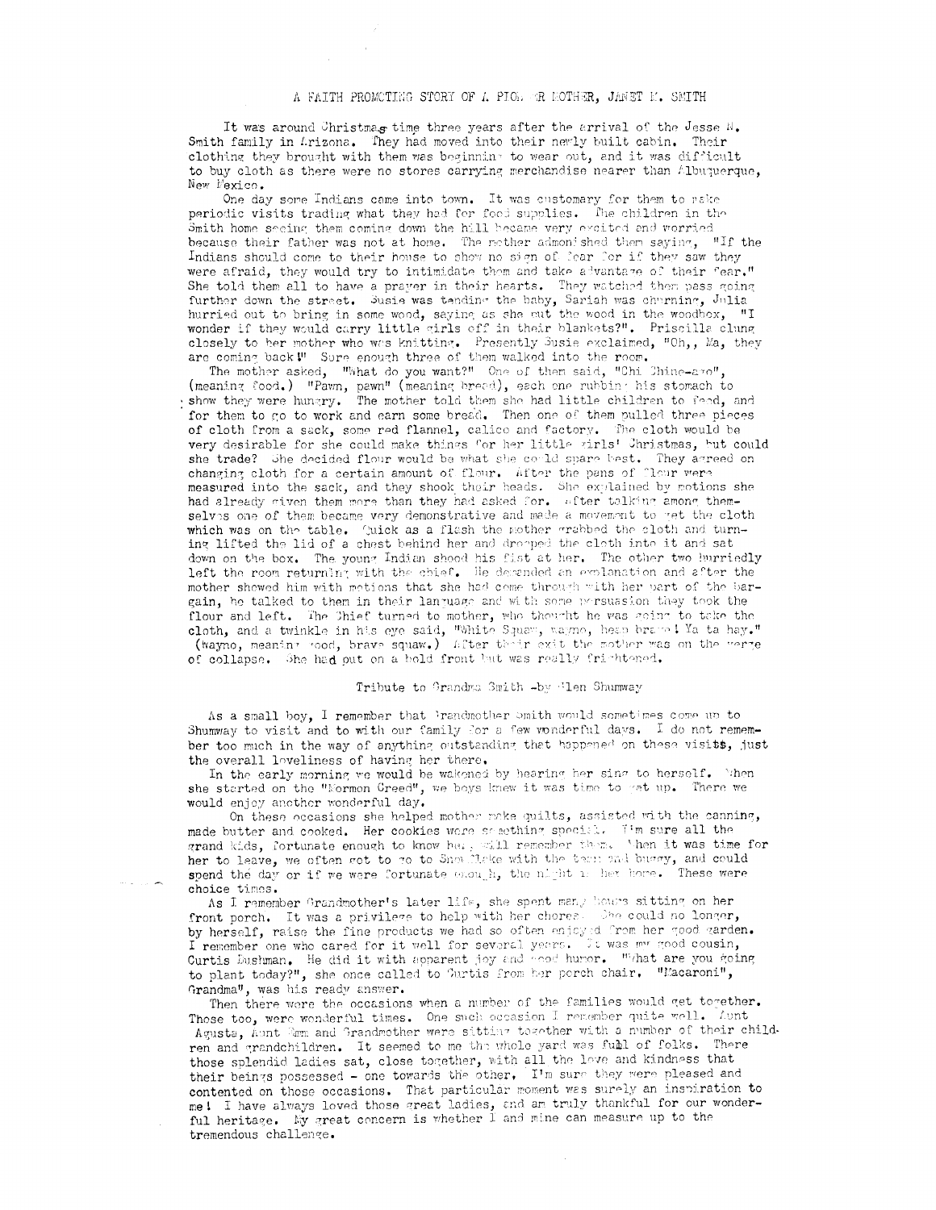## A FAITH PROMOTING STORY OF A PIONEER MOTHER, JANET M. SMITH

It was around Christmas time three years after the arrival of the Jesse N. Smith family in Arizona. They had moved into their newly built cabin. Their clothing they brought with them was beginning to wear out, and it was difficult to buy cloth as there were no stores carrying merchandise nearer than Albuquerque, New Mexico.

One day some Indians came into town. It was customary for them to make periodic visits trading what they had for food supplies. The children in the Smith home seeing them coming down the hill became very excited and worried because their father was not at home. The mother admonished them saying, "If the Indians should come to their house to show no sign of fear for if they saw they were afraid, they would try to intimidate them and take advantage of their fear." She told them all to have a prayer in their hearts. They watched them pass going further down the street. Susie was tending the baby, Sariah was churning, Julia hurried out to bring in some wood, saying as she put the wood in the woodbox, "I wonder if they would carry little girls off in their blankets?". Priscilla clung closely to her mother who was knitting. Presently Susie exclaimed, "Oh,, Ma, they are coming back!" Sure enough three of them walked into the room.

The mother asked, "What do you want?" One of them said, "Chi Chine-ago", (meaning food.) "Pawn, pawn" (meaning bread), each one rubbing his stomach to show they were hungry. The mother told them she had little children to feed, and for them to go to work and earn some bread. Then one of them pulled three pieces of cloth from a sack, some red flannel, calico and factory. The cloth would be very desirable for she could make things for her little girls' Christmas, but could she trade? She decided flour would be what she could spare best. They agreed on changing cloth for a certain amount of flour. After the pans of flour were measured into the sack, and they shook their heads. She explained by motions she had already given them more than they had asked for. After talking among themselves one of them became very demonstrative and made a movement to get the cloth which was on the table. Quick as a flash the mother grabbed the cloth and turning lifted the lid of a chest behind her and dropped the cloth into it and sat down on the box. The young Indian shood his fist at her. The other two hurriedly left the room returning with the chief. He demanded an explanation and after the mother showed him with motions that she had come through with her part of the bargain, he talked to them in their language and with some persuasion they took the flour and left. The Chief turned to mother, who thought he was going to take the cloth, and a twinkle in his eye said, "White Squaw, wayno, heap brave! Ya ta hay." (wayno, meaning good, brave squaw.) After their exit the mother was on the verge of collapse. She had put on a bold front but was really frightened.

### Tribute to Grandma Smith -by Glen Shumway

As a small boy, I remember that Grandmother Smith would sometimes come up to Shumway to visit and to with our family for a few wonderful days. I do not remember too much in the way of anything outstanding that happened on these visits, just the overall loveliness of having her there.

In the early morning we would be wakened by hearing her sing to herself. When she started on the "Mormon Creed", we boys knew it was time to get up. There we would enjoy another wonderful day.

On these occasions she helped mother make quilts, assisted with the canning, made butter and cooked. Her cookies were something special. I'm sure all the grand kids, fortunate enough to know her, will remember them. When it was time for her to leave, we often got to go to Snowflake with the team and buggy, and could spend the day or if we were fortunate enough, the night at her home. These were choice times.

As I remember Grandmother's later life, she spent many hours sitting on her front porch. It was a privilege to help with her chores. She could no longer, by herself, raise the fine products we had so often enjoyed from her good garden. I remember one who cared for it well for several years. It was my good cousin, Curtis Bushman. He did it with apparent joy and good humor. "What are you going to plant today?", she once called to Curtis from her porch chair. "Macaroni", Grandma", was his ready answer.

Then there were the occasions when a number of the families would get together. Those too, were wonderful times. One such occasion I remember quite well. Aunt Agusta, Aunt Emm and Grandmother were sitting together with a number of their children and grandchildren. It seemed to me the whole yard was full of folks. There those splendid ladies sat, close together, with all the love and kindness that their beings possessed - one towards the other. I'm sure they were pleased and contented on those occasions. That particular moment was surely an inspiration to me! I have always loved those great ladies, and am truly thankful for our wonderful heritage. My great concern is whether I and mine can measure up to the tremendous challenge.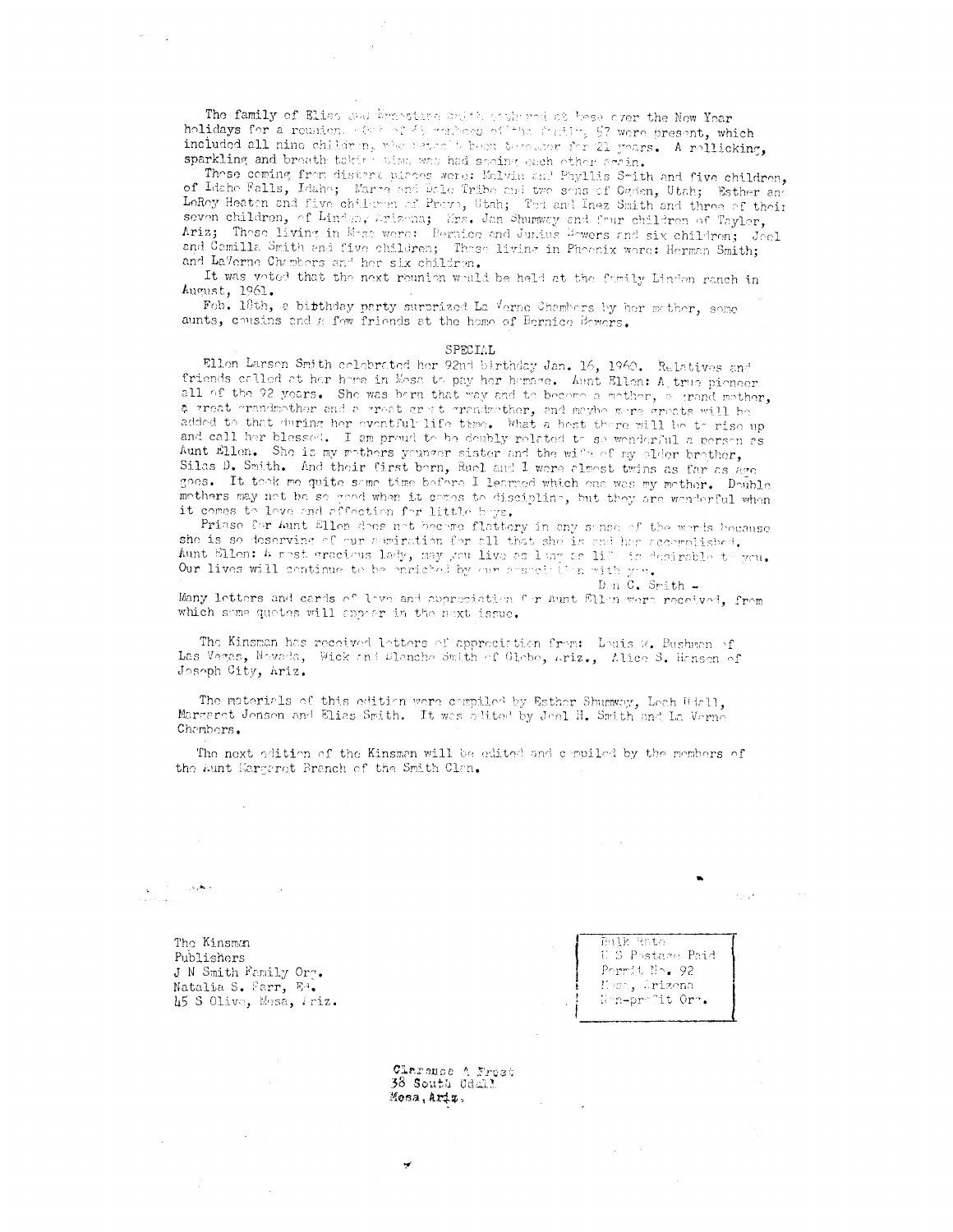The family of Elias and Ernestine Smith gathered at Mesa over the New Year holidays for a reunion. Out of 46 members of the family, 37 were present, which included all nine children, who hadn't been together for 21 years. A rollicking, sparkling and breath taking time was had seeing each other again.

Those coming from distant places were: Melvin and Phyllis Smith and five children, of Idaho Falls, Idaho; Marge and Dale Tribe and two sons of Ogden, Utah; Esther and LeRoy Heaton and five children of Provo, Utah; Ted and Inez Smith and three of their seven children, of Linden, Arizona; Mrs. Jan Shumway and four children of Taylor, Ariz; Those living in Mesa were: Bernice and Junius Bowers and six children; Joel and Camilla Smith and five children; Those living in Phoenix were: Herman Smith; and LaVerne Chambers and her six children.

It was voted that the next reunion would be held at the family Linden ranch in August, 1961.

Feb. 18th, a birthday party surprized La Verne Chambers by her mother, some aunts, cousins and a few friends at the home of Bernice Bowers.

## SPECIAL

Ellen Larsen Smith celebrated her 92nd birthday Jan. 16, 1960. Relatives and friends called at her home in Mesa to pay her homage. Aunt Ellen: A true pioneer all of the 92 years. She was born that way and to become a mother, a grand mother, a great grandmother and a great great grandmother, and maybe more greats will be added to that during her eventful life time. What a host there will be to rise up and call her blessed. I am proud to be doubly related to so wonderful a person as Aunt Ellen. She is my mothers younger sister and the wife of my older brother, Silas D. Smith. And their first born, Ruel and I were almost twins as far as age goes. It took me quite some time before I learned which one was my mother. Double mothers may not be so good when it comes to discipline, but they are wonderful when it comes to love and affection for little boys.

Praise for Aunt Ellen does not become flattery in any sense of the words because she is so deserving of our admiration for all that she is and has accomplished. Aunt Ellen: A most gracious lady, may you live as long as life is desirable to you. Our lives will continue to be enriched by our association with you.

Don C. Smith -

Many letters and cards of love and appreciation for Aunt Ellen were received, from which some quotes will appear in the next issue.

The Kinsman has received letters of appreciation from: Louis W. Bushman of Las Vegas, Nevada, Wick and Blanche Smith of Globe, Ariz., Alice S. Hansen of Joseph City, Ariz.

The materials of this edition were compiled by Esther Shumway, Leah Udall, Margaret Jensen and Elias Smith. It was edited by Joel H. Smith and La Verne Chambers.

The next edition of the Kinsman will be edited and compiled by the members of the Aunt Margaret Branch of the Smith Clan.

The Kinsman
Publishers
J N Smith Family Org.
Natalia S. Farr, Ed.
45 S Olive, Mesa, Ariz.

Bulk Rate
U S Postage Paid
Permit No. 92
Mesa, Arizona
Non-profit Org.

Clarence A Frost
38 South Udall
Mesa, Ariz.